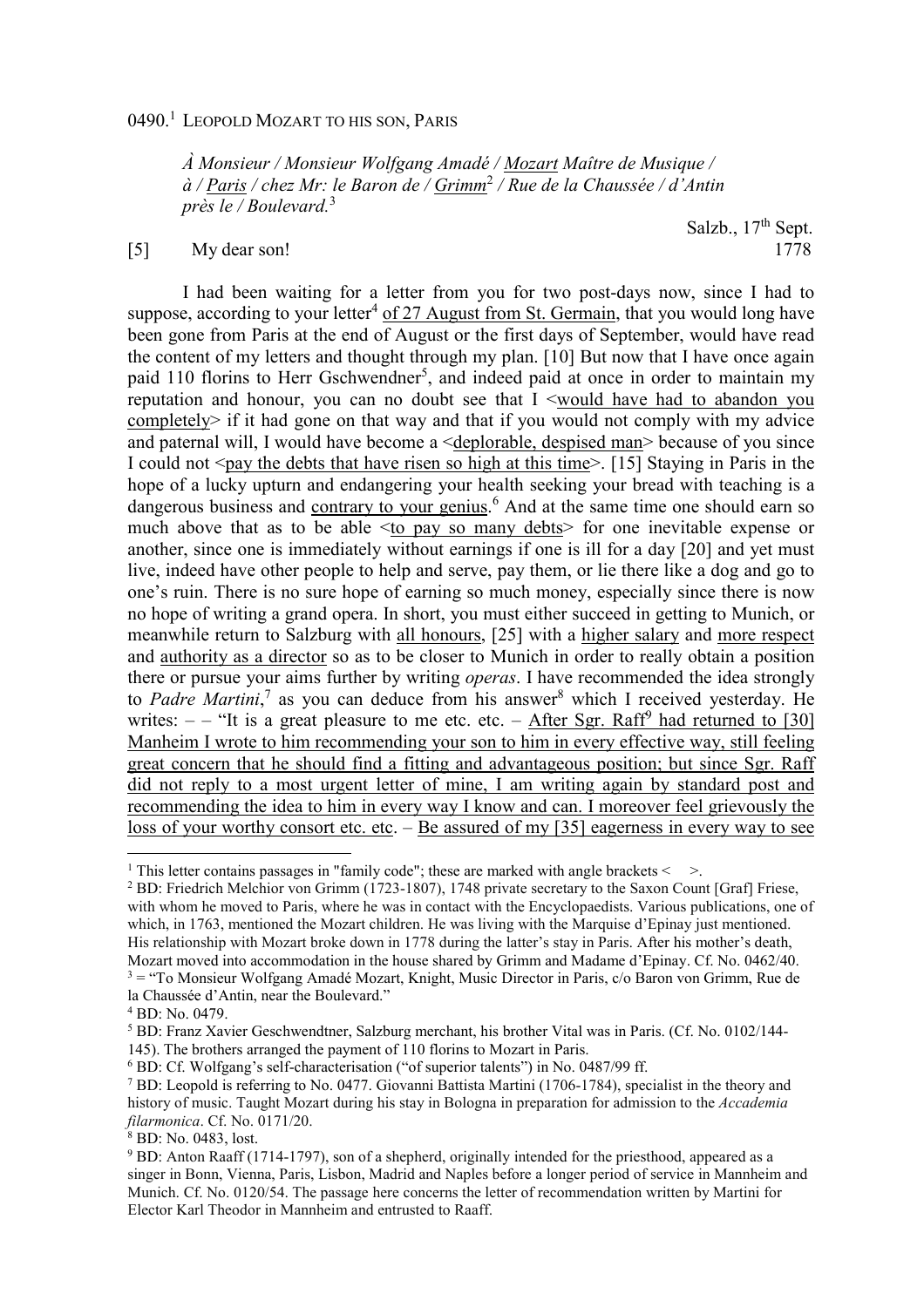0490.[1] LEOPOLD MOZART TO HIS SON, PARIS

*À Monsieur / Monsieur Wolfgang Amadé / Mozart Maître de Musique / à / Paris / chez Mr: le Baron de / Grimm[2] / Rue de la Chaussée / d'Antin près le / Boulevard.*[3]

Salzb., 17th Sept. 1778

[5] My dear son!

I had been waiting for a letter from you for two post-days now, since I had to suppose, according to your letter[4] of 27 August from St. Germain, that you would long have been gone from Paris at the end of August or the first days of September, would have read the content of my letters and thought through my plan. [10] But now that I have once again paid 110 florins to Herr Gschwendner[5], and indeed paid at once in order to maintain my reputation and honour, you can no doubt see that I <would have had to abandon you completely> if it had gone on that way and that if you would not comply with my advice and paternal will, I would have become a <deplorable, despised man> because of you since I could not <pay the debts that have risen so high at this time>. [15] Staying in Paris in the hope of a lucky upturn and endangering your health seeking your bread with teaching is a dangerous business and contrary to your genius.[6] And at the same time one should earn so much above that as to be able <to pay so many debts> for one inevitable expense or another, since one is immediately without earnings if one is ill for a day [20] and yet must live, indeed have other people to help and serve, pay them, or lie there like a dog and go to one's ruin. There is no sure hope of earning so much money, especially since there is now no hope of writing a grand opera. In short, you must either succeed in getting to Munich, or meanwhile return to Salzburg with all honours, [25] with a higher salary and more respect and authority as a director so as to be closer to Munich in order to really obtain a position there or pursue your aims further by writing *operas*. I have recommended the idea strongly to *Padre Martini*,[7] as you can deduce from his answer[8] which I received yesterday. He writes: – – "It is a great pleasure to me etc. etc. – After Sgr. Raff[9] had returned to [30] Manheim I wrote to him recommending your son to him in every effective way, still feeling great concern that he should find a fitting and advantageous position; but since Sgr. Raff did not reply to a most urgent letter of mine, I am writing again by standard post and recommending the idea to him in every way I know and can. I moreover feel grievously the loss of your worthy consort etc. etc. – Be assured of my [35] eagerness in every way to see

---

[1] This letter contains passages in "family code"; these are marked with angle brackets < >.

[2] BD: Friedrich Melchior von Grimm (1723-1807), 1748 private secretary to the Saxon Count [Graf] Friese, with whom he moved to Paris, where he was in contact with the Encyclopaedists. Various publications, one of which, in 1763, mentioned the Mozart children. He was living with the Marquise d'Epinay just mentioned. His relationship with Mozart broke down in 1778 during the latter's stay in Paris. After his mother's death, Mozart moved into accommodation in the house shared by Grimm and Madame d'Epinay. Cf. No. 0462/40.

[3] = "To Monsieur Wolfgang Amadé Mozart, Knight, Music Director in Paris, c/o Baron von Grimm, Rue de la Chaussée d'Antin, near the Boulevard."

[4] BD: No. 0479.

[5] BD: Franz Xaver Geschwendtner, Salzburg merchant, his brother Vital was in Paris. (Cf. No. 0102/144-145). The brothers arranged the payment of 110 florins to Mozart in Paris.

[6] BD: Cf. Wolfgang's self-characterisation ("of superior talents") in No. 0487/99 ff.

[7] BD: Leopold is referring to No. 0477. Giovanni Battista Martini (1706-1784), specialist in the theory and history of music. Taught Mozart during his stay in Bologna in preparation for admission to the *Accademia filarmonica*. Cf. No. 0171/20.

[8] BD: No. 0483, lost.

[9] BD: Anton Raaff (1714-1797), son of a shepherd, originally intended for the priesthood, appeared as a singer in Bonn, Vienna, Paris, Lisbon, Madrid and Naples before a longer period of service in Mannheim and Munich. Cf. No. 0120/54. The passage here concerns the letter of recommendation written by Martini for Elector Karl Theodor in Mannheim and entrusted to Raaff.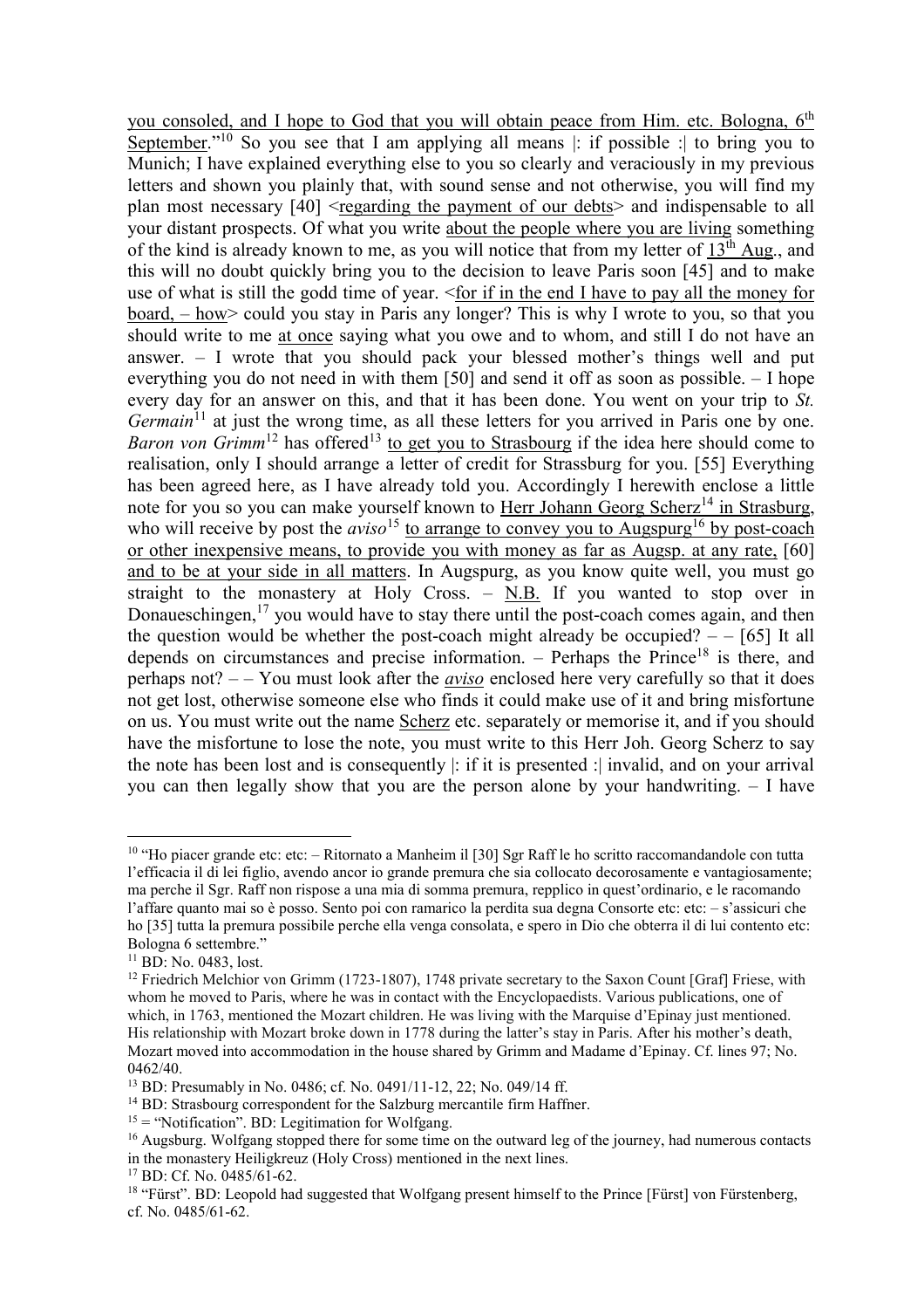you consoled, and I hope to God that you will obtain peace from Him. etc. Bologna, 6th September."[10] So you see that I am applying all means |: if possible :| to bring you to Munich; I have explained everything else to you so clearly and veraciously in my previous letters and shown you plainly that, with sound sense and not otherwise, you will find my plan most necessary [40] <regarding the payment of our debts> and indispensable to all your distant prospects. Of what you write about the people where you are living something of the kind is already known to me, as you will notice that from my letter of 13th Aug., and this will no doubt quickly bring you to the decision to leave Paris soon [45] and to make use of what is still the godd time of year. <for if in the end I have to pay all the money for board, – how> could you stay in Paris any longer? This is why I wrote to you, so that you should write to me at once saying what you owe and to whom, and still I do not have an answer. – I wrote that you should pack your blessed mother's things well and put everything you do not need in with them [50] and send it off as soon as possible. – I hope every day for an answer on this, and that it has been done. You went on your trip to *St. Germain*[11] at just the wrong time, as all these letters for you arrived in Paris one by one. *Baron von Grimm*[12] has offered[13] to get you to Strasbourg if the idea here should come to realisation, only I should arrange a letter of credit for Strassburg for you. [55] Everything has been agreed here, as I have already told you. Accordingly I herewith enclose a little note for you so you can make yourself known to Herr Johann Georg Scherz[14] in Strasburg, who will receive by post the *aviso*[15] to arrange to convey you to Augspurg[16] by post-coach or other inexpensive means, to provide you with money as far as Augsp. at any rate, [60] and to be at your side in all matters. In Augspurg, as you know quite well, you must go straight to the monastery at Holy Cross. – N.B. If you wanted to stop over in Donaueschingen,[17] you would have to stay there until the post-coach comes again, and then the question would be whether the post-coach might already be occupied? – – [65] It all depends on circumstances and precise information. – Perhaps the Prince[18] is there, and perhaps not? – – You must look after the *aviso* enclosed here very carefully so that it does not get lost, otherwise someone else who finds it could make use of it and bring misfortune on us. You must write out the name Scherz etc. separately or memorise it, and if you should have the misfortune to lose the note, you must write to this Herr Joh. Georg Scherz to say the note has been lost and is consequently |: if it is presented :| invalid, and on your arrival you can then legally show that you are the person alone by your handwriting. – I have

---

[10] "Ho piacer grande etc: etc: – Ritornato a Manheim il [30] Sgr Raff le ho scritto raccomandandole con tutta l'efficacia il di lei figlio, avendo ancor io grande premura che sia collocato decorosamente e vantagiosamente; ma perche il Sgr. Raff non rispose a una mia di somma premura, repplico in quest'ordinario, e le racomando l'affare quanto mai so è posso. Sento poi con ramarico la perdita sua degna Consorte etc: etc: – s'assicuri che ho [35] tutta la premura possibile perche ella venga consolata, e spero in Dio che obterra il di lui contento etc: Bologna 6 settembre."

[11] BD: No. 0483, lost.

[12] Friedrich Melchior von Grimm (1723-1807), 1748 private secretary to the Saxon Count [Graf] Friese, with whom he moved to Paris, where he was in contact with the Encyclopaedists. Various publications, one of which, in 1763, mentioned the Mozart children. He was living with the Marquise d'Epinay just mentioned. His relationship with Mozart broke down in 1778 during the latter's stay in Paris. After his mother's death, Mozart moved into accommodation in the house shared by Grimm and Madame d'Epinay. Cf. lines 97; No. 0462/40.

[13] BD: Presumably in No. 0486; cf. No. 0491/11-12, 22; No. 049/14 ff.

[14] BD: Strasbourg correspondent for the Salzburg mercantile firm Haffner.

[15] = "Notification". BD: Legitimation for Wolfgang.

[16] Augsburg. Wolfgang stopped there for some time on the outward leg of the journey, had numerous contacts in the monastery Heiligkreuz (Holy Cross) mentioned in the next lines.

[17] BD: Cf. No. 0485/61-62.

[18] "Fürst". BD: Leopold had suggested that Wolfgang present himself to the Prince [Fürst] von Fürstenberg, cf. No. 0485/61-62.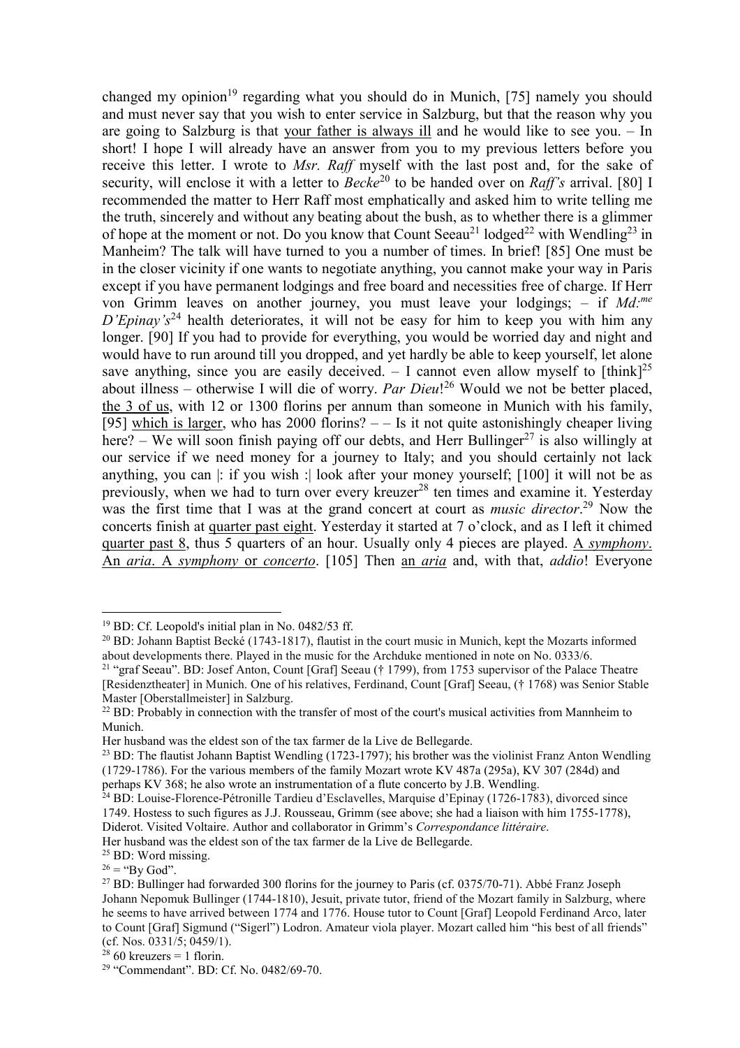changed my opinion[19] regarding what you should do in Munich, [75] namely you should and must never say that you wish to enter service in Salzburg, but that the reason why you are going to Salzburg is that <u>your father is always ill</u> and he would like to see you. – In short! I hope I will already have an answer from you to my previous letters before you receive this letter. I wrote to *Msr. Raff* myself with the last post and, for the sake of security, will enclose it with a letter to *Becke*[20] to be handed over on *Raff's* arrival. [80] I recommended the matter to Herr Raff most emphatically and asked him to write telling me the truth, sincerely and without any beating about the bush, as to whether there is a glimmer of hope at the moment or not. Do you know that Count Seeau[21] lodged[22] with Wendling[23] in Manheim? The talk will have turned to you a number of times. In brief! [85] One must be in the closer vicinity if one wants to negotiate anything, you cannot make your way in Paris except if you have permanent lodgings and free board and necessities free of charge. If Herr von Grimm leaves on another journey, you must leave your lodgings; – if *Md:me D'Epinay's*[24] health deteriorates, it will not be easy for him to keep you with him any longer. [90] If you had to provide for everything, you would be worried day and night and would have to run around till you dropped, and yet hardly be able to keep yourself, let alone save anything, since you are easily deceived. – I cannot even allow myself to [think][25] about illness – otherwise I will die of worry. *Par Dieu*![26] Would we not be better placed, <u>the 3 of us</u>, with 12 or 1300 florins per annum than someone in Munich with his family, [95] <u>which is larger</u>, who has 2000 florins? – – Is it not quite astonishingly cheaper living here? – We will soon finish paying off our debts, and Herr Bullinger[27] is also willingly at our service if we need money for a journey to Italy; and you should certainly not lack anything, you can |: if you wish :| look after your money yourself; [100] it will not be as previously, when we had to turn over every kreuzer[28] ten times and examine it. Yesterday was the first time that I was at the grand concert at court as *music director*.[29] Now the concerts finish at <u>quarter past eight</u>. Yesterday it started at 7 o'clock, and as I left it chimed <u>quarter past 8</u>, thus 5 quarters of an hour. Usually only 4 pieces are played. <u>A *symphony*</u>. <u>An *aria*</u>. <u>A *symphony* or *concerto*</u>. [105] Then <u>an *aria*</u> and, with that, *addio*! Everyone

---

[19] BD: Cf. Leopold's initial plan in No. 0482/53 ff.

[20] BD: Johann Baptist Becké (1743-1817), flautist in the court music in Munich, kept the Mozarts informed about developments there. Played in the music for the Archduke mentioned in note on No. 0333/6.

[21] "graf Seeau". BD: Josef Anton, Count [Graf] Seeau († 1799), from 1753 supervisor of the Palace Theatre [Residenztheater] in Munich. One of his relatives, Ferdinand, Count [Graf] Seeau, († 1768) was Senior Stable Master [Oberstallmeister] in Salzburg.

[22] BD: Probably in connection with the transfer of most of the court's musical activities from Mannheim to Munich.
Her husband was the eldest son of the tax farmer de la Live de Bellegarde.

[23] BD: The flautist Johann Baptist Wendling (1723-1797); his brother was the violinist Franz Anton Wendling (1729-1786). For the various members of the family Mozart wrote KV 487a (295a), KV 307 (284d) and perhaps KV 368; he also wrote an instrumentation of a flute concerto by J.B. Wendling.

[24] BD: Louise-Florence-Pétronille Tardieu d'Esclavelles, Marquise d'Epinay (1726-1783), divorced since 1749. Hostess to such figures as J.J. Rousseau, Grimm (see above; she had a liaison with him 1755-1778), Diderot. Visited Voltaire. Author and collaborator in Grimm's *Correspondance littéraire*.
Her husband was the eldest son of the tax farmer de la Live de Bellegarde.

[25] BD: Word missing.

[26] = "By God".

[27] BD: Bullinger had forwarded 300 florins for the journey to Paris (cf. 0375/70-71). Abbé Franz Joseph Johann Nepomuk Bullinger (1744-1810), Jesuit, private tutor, friend of the Mozart family in Salzburg, where he seems to have arrived between 1774 and 1776. House tutor to Count [Graf] Leopold Ferdinand Arco, later to Count [Graf] Sigmund ("Sigerl") Lodron. Amateur viola player. Mozart called him "his best of all friends" (cf. Nos. 0331/5; 0459/1).

[28] 60 kreuzers = 1 florin.

[29] "Commendant". BD: Cf. No. 0482/69-70.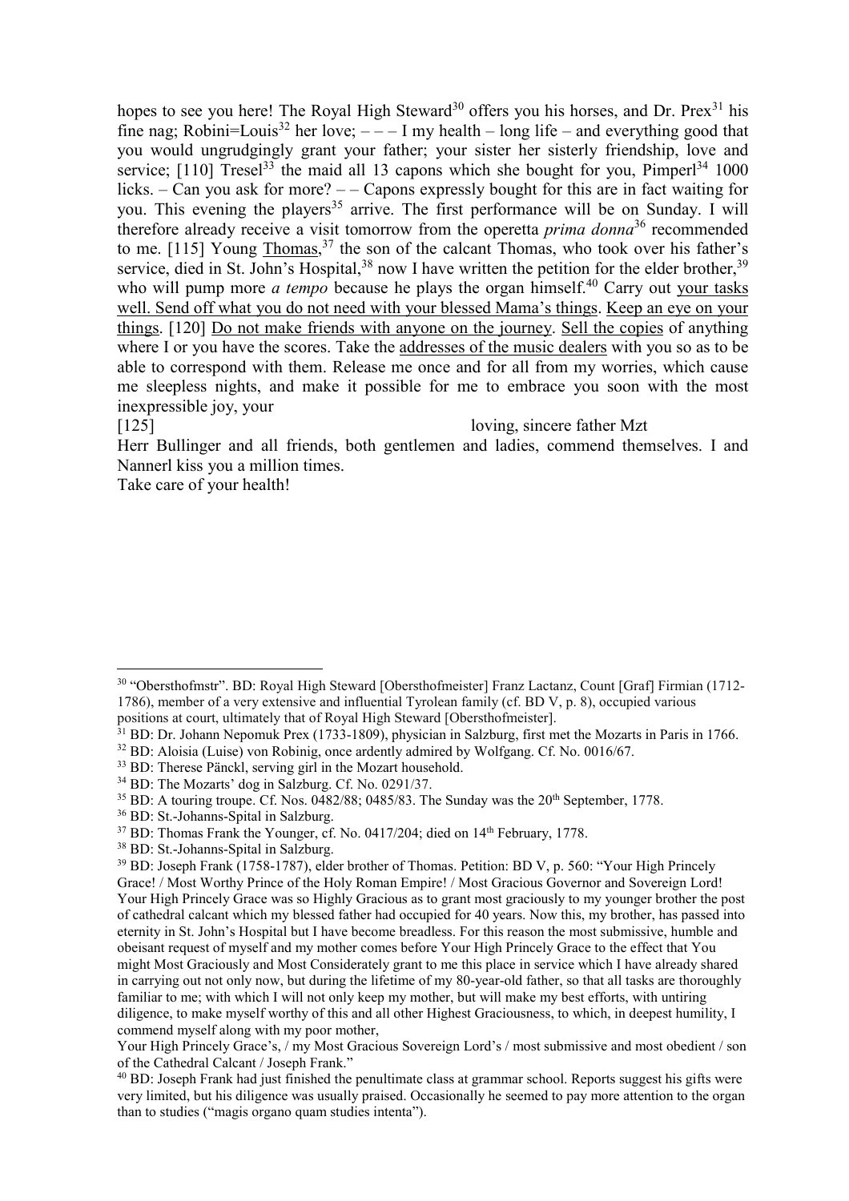hopes to see you here! The Royal High Steward[30] offers you his horses, and Dr. Prex[31] his fine nag; Robini=Louis[32] her love; – – – I my health – long life – and everything good that you would ungrudgingly grant your father; your sister her sisterly friendship, love and service; [110] Tresel[33] the maid all 13 capons which she bought for you, Pimperl[34] 1000 licks. – Can you ask for more? – – Capons expressly bought for this are in fact waiting for you. This evening the players[35] arrive. The first performance will be on Sunday. I will therefore already receive a visit tomorrow from the operetta *prima donna*[36] recommended to me. [115] Young Thomas,[37] the son of the calcant Thomas, who took over his father's service, died in St. John's Hospital,[38] now I have written the petition for the elder brother,[39] who will pump more *a tempo* because he plays the organ himself.[40] Carry out your tasks well. Send off what you do not need with your blessed Mama's things. Keep an eye on your things. [120] Do not make friends with anyone on the journey. Sell the copies of anything where I or you have the scores. Take the addresses of the music dealers with you so as to be able to correspond with them. Release me once and for all from my worries, which cause me sleepless nights, and make it possible for me to embrace you soon with the most inexpressible joy, your

[125] loving, sincere father Mzt

Herr Bullinger and all friends, both gentlemen and ladies, commend themselves. I and Nannerl kiss you a million times.

Take care of your health!

---

[30] "Obersthofmstr". BD: Royal High Steward [Obersthofmeister] Franz Lactanz, Count [Graf] Firmian (1712-1786), member of a very extensive and influential Tyrolean family (cf. BD V, p. 8), occupied various positions at court, ultimately that of Royal High Steward [Obersthofmeister].

[31] BD: Dr. Johann Nepomuk Prex (1733-1809), physician in Salzburg, first met the Mozarts in Paris in 1766.

[32] BD: Aloisia (Luise) von Robinig, once ardently admired by Wolfgang. Cf. No. 0016/67.

[33] BD: Therese Pänckl, serving girl in the Mozart household.

[34] BD: The Mozarts' dog in Salzburg. Cf. No. 0291/37.

[35] BD: A touring troupe. Cf. Nos. 0482/88; 0485/83. The Sunday was the 20th September, 1778.

[36] BD: St.-Johanns-Spital in Salzburg.

[37] BD: Thomas Frank the Younger, cf. No. 0417/204; died on 14th February, 1778.

[38] BD: St.-Johanns-Spital in Salzburg.

[39] BD: Joseph Frank (1758-1787), elder brother of Thomas. Petition: BD V, p. 560: "Your High Princely Grace! / Most Worthy Prince of the Holy Roman Empire! / Most Gracious Governor and Sovereign Lord! Your High Princely Grace was so Highly Gracious as to grant most graciously to my younger brother the post of cathedral calcant which my blessed father had occupied for 40 years. Now this, my brother, has passed into eternity in St. John's Hospital but I have become breadless. For this reason the most submissive, humble and obeisant request of myself and my mother comes before Your High Princely Grace to the effect that You might Most Graciously and Most Considerately grant to me this place in service which I have already shared in carrying out not only now, but during the lifetime of my 80-year-old father, so that all tasks are thoroughly familiar to me; with which I will not only keep my mother, but will make my best efforts, with untiring diligence, to make myself worthy of this and all other Highest Graciousness, to which, in deepest humility, I commend myself along with my poor mother,
Your High Princely Grace's, / my Most Gracious Sovereign Lord's / most submissive and most obedient / son of the Cathedral Calcant / Joseph Frank."

[40] BD: Joseph Frank had just finished the penultimate class at grammar school. Reports suggest his gifts were very limited, but his diligence was usually praised. Occasionally he seemed to pay more attention to the organ than to studies ("magis organo quam studies intenta").